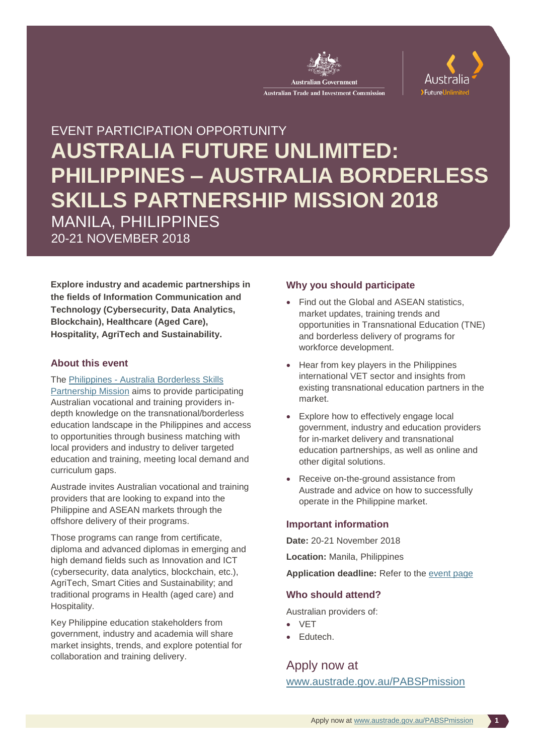Australian Government
Australian Trade and Investment Commission

Australia FutureUnlimited

EVENT PARTICIPATION OPPORTUNITY

# AUSTRALIA FUTURE UNLIMITED: PHILIPPINES – AUSTRALIA BORDERLESS SKILLS PARTNERSHIP MISSION 2018

MANILA, PHILIPPINES

20-21 NOVEMBER 2018

**Explore industry and academic partnerships in the fields of Information Communication and Technology (Cybersecurity, Data Analytics, Blockchain), Healthcare (Aged Care), Hospitality, AgriTech and Sustainability.**

## About this event

The Philippines - Australia Borderless Skills Partnership Mission aims to provide participating Australian vocational and training providers in-depth knowledge on the transnational/borderless education landscape in the Philippines and access to opportunities through business matching with local providers and industry to deliver targeted education and training, meeting local demand and curriculum gaps.

Austrade invites Australian vocational and training providers that are looking to expand into the Philippine and ASEAN markets through the offshore delivery of their programs.

Those programs can range from certificate, diploma and advanced diplomas in emerging and high demand fields such as Innovation and ICT (cybersecurity, data analytics, blockchain, etc.), AgriTech, Smart Cities and Sustainability; and traditional programs in Health (aged care) and Hospitality.

Key Philippine education stakeholders from government, industry and academia will share market insights, trends, and explore potential for collaboration and training delivery.

## Why you should participate

- Find out the Global and ASEAN statistics, market updates, training trends and opportunities in Transnational Education (TNE) and borderless delivery of programs for workforce development.
- Hear from key players in the Philippines international VET sector and insights from existing transnational education partners in the market.
- Explore how to effectively engage local government, industry and education providers for in-market delivery and transnational education partnerships, as well as online and other digital solutions.
- Receive on-the-ground assistance from Austrade and advice on how to successfully operate in the Philippine market.

## Important information

**Date:** 20-21 November 2018

**Location:** Manila, Philippines

**Application deadline:** Refer to the event page

## Who should attend?

Australian providers of:

- VET
- Edutech.

## Apply now at

www.austrade.gov.au/PABSPmission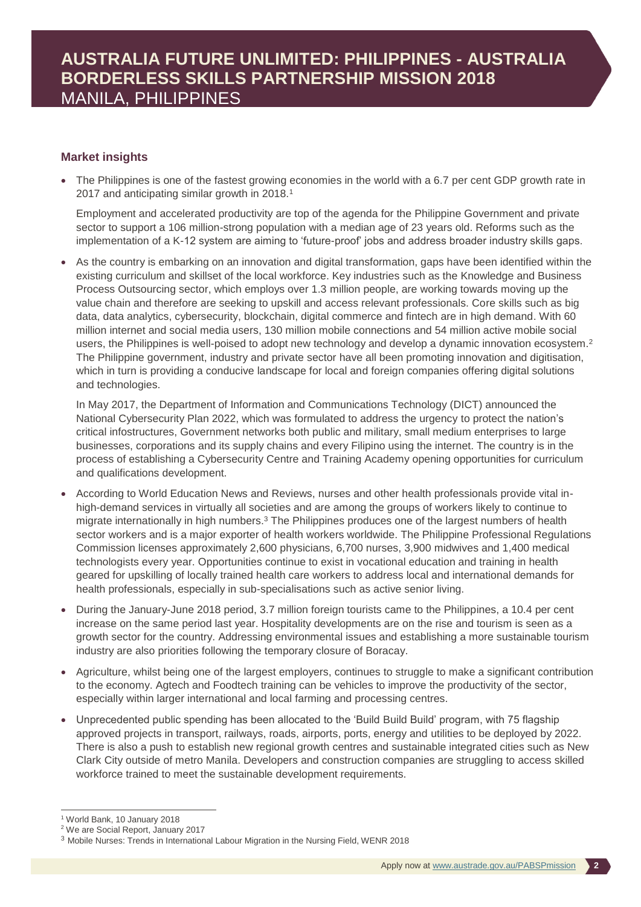# AUSTRALIA FUTURE UNLIMITED: PHILIPPINES - AUSTRALIA BORDERLESS SKILLS PARTNERSHIP MISSION 2018

MANILA, PHILIPPINES

## Market insights

- The Philippines is one of the fastest growing economies in the world with a 6.7 per cent GDP growth rate in 2017 and anticipating similar growth in 2018.[1]

  Employment and accelerated productivity are top of the agenda for the Philippine Government and private sector to support a 106 million-strong population with a median age of 23 years old. Reforms such as the implementation of a K-12 system are aiming to 'future-proof' jobs and address broader industry skills gaps.

- As the country is embarking on an innovation and digital transformation, gaps have been identified within the existing curriculum and skillset of the local workforce. Key industries such as the Knowledge and Business Process Outsourcing sector, which employs over 1.3 million people, are working towards moving up the value chain and therefore are seeking to upskill and access relevant professionals. Core skills such as big data, data analytics, cybersecurity, blockchain, digital commerce and fintech are in high demand. With 60 million internet and social media users, 130 million mobile connections and 54 million active mobile social users, the Philippines is well-poised to adopt new technology and develop a dynamic innovation ecosystem.[2] The Philippine government, industry and private sector have all been promoting innovation and digitisation, which in turn is providing a conducive landscape for local and foreign companies offering digital solutions and technologies.

  In May 2017, the Department of Information and Communications Technology (DICT) announced the National Cybersecurity Plan 2022, which was formulated to address the urgency to protect the nation's critical infostructures, Government networks both public and military, small medium enterprises to large businesses, corporations and its supply chains and every Filipino using the internet. The country is in the process of establishing a Cybersecurity Centre and Training Academy opening opportunities for curriculum and qualifications development.

- According to World Education News and Reviews, nurses and other health professionals provide vital in-high-demand services in virtually all societies and are among the groups of workers likely to continue to migrate internationally in high numbers.[3] The Philippines produces one of the largest numbers of health sector workers and is a major exporter of health workers worldwide. The Philippine Professional Regulations Commission licenses approximately 2,600 physicians, 6,700 nurses, 3,900 midwives and 1,400 medical technologists every year. Opportunities continue to exist in vocational education and training in health geared for upskilling of locally trained health care workers to address local and international demands for health professionals, especially in sub-specialisations such as active senior living.

- During the January-June 2018 period, 3.7 million foreign tourists came to the Philippines, a 10.4 per cent increase on the same period last year. Hospitality developments are on the rise and tourism is seen as a growth sector for the country. Addressing environmental issues and establishing a more sustainable tourism industry are also priorities following the temporary closure of Boracay.

- Agriculture, whilst being one of the largest employers, continues to struggle to make a significant contribution to the economy. Agtech and Foodtech training can be vehicles to improve the productivity of the sector, especially within larger international and local farming and processing centres.

- Unprecedented public spending has been allocated to the 'Build Build Build' program, with 75 flagship approved projects in transport, railways, roads, airports, ports, energy and utilities to be deployed by 2022. There is also a push to establish new regional growth centres and sustainable integrated cities such as New Clark City outside of metro Manila. Developers and construction companies are struggling to access skilled workforce trained to meet the sustainable development requirements.

---

[1] World Bank, 10 January 2018

[2] We are Social Report, January 2017

[3] Mobile Nurses: Trends in International Labour Migration in the Nursing Field, WENR 2018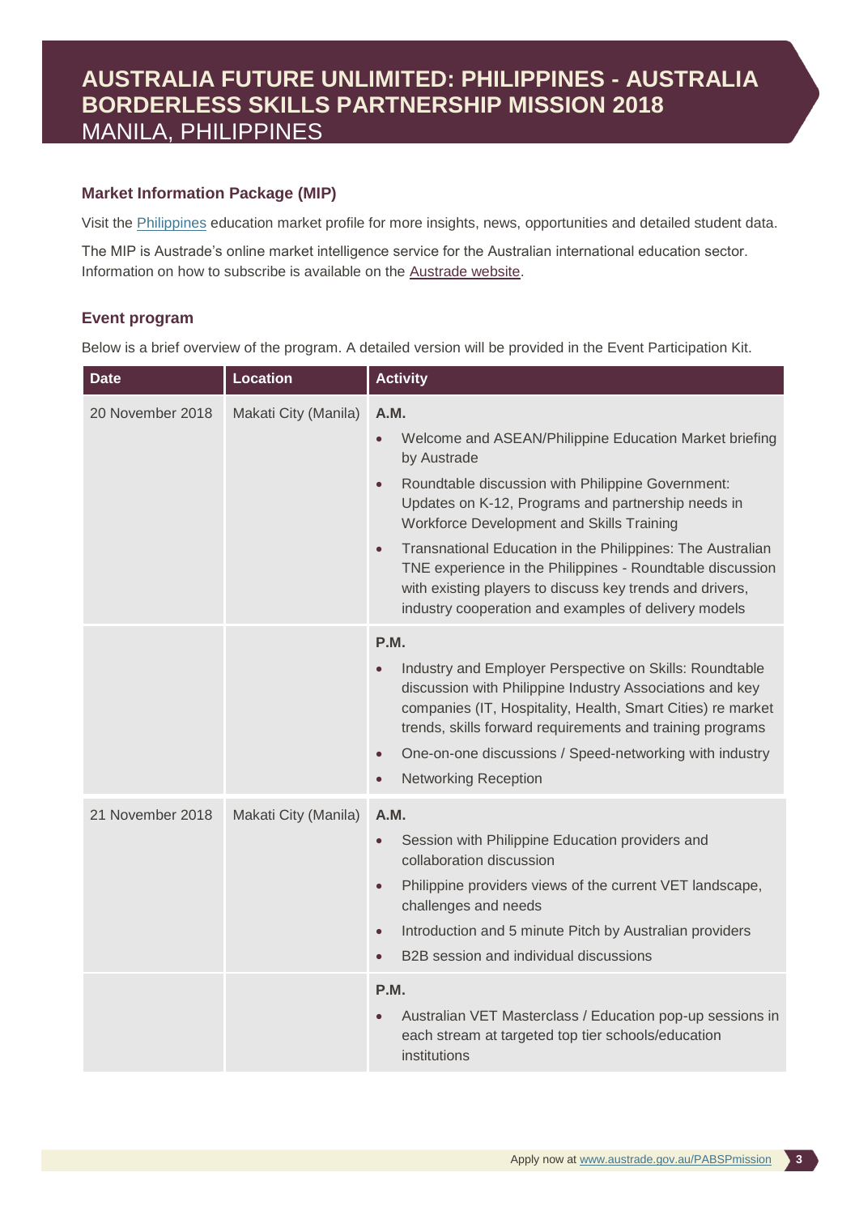# AUSTRALIA FUTURE UNLIMITED: PHILIPPINES - AUSTRALIA BORDERLESS SKILLS PARTNERSHIP MISSION 2018
MANILA, PHILIPPINES

### Market Information Package (MIP)

Visit the Philippines education market profile for more insights, news, opportunities and detailed student data.

The MIP is Austrade's online market intelligence service for the Australian international education sector. Information on how to subscribe is available on the Austrade website.

### Event program

Below is a brief overview of the program. A detailed version will be provided in the Event Participation Kit.

| Date | Location | Activity |
|---|---|---|
| 20 November 2018 | Makati City (Manila) | **A.M.**<br>• Welcome and ASEAN/Philippine Education Market briefing by Austrade<br>• Roundtable discussion with Philippine Government: Updates on K-12, Programs and partnership needs in Workforce Development and Skills Training<br>• Transnational Education in the Philippines: The Australian TNE experience in the Philippines - Roundtable discussion with existing players to discuss key trends and drivers, industry cooperation and examples of delivery models |
| | | **P.M.**<br>• Industry and Employer Perspective on Skills: Roundtable discussion with Philippine Industry Associations and key companies (IT, Hospitality, Health, Smart Cities) re market trends, skills forward requirements and training programs<br>• One-on-one discussions / Speed-networking with industry<br>• Networking Reception |
| 21 November 2018 | Makati City (Manila) | **A.M.**<br>• Session with Philippine Education providers and collaboration discussion<br>• Philippine providers views of the current VET landscape, challenges and needs<br>• Introduction and 5 minute Pitch by Australian providers<br>• B2B session and individual discussions |
| | | **P.M.**<br>• Australian VET Masterclass / Education pop-up sessions in each stream at targeted top tier schools/education institutions |

Apply now at www.austrade.gov.au/PABSPmission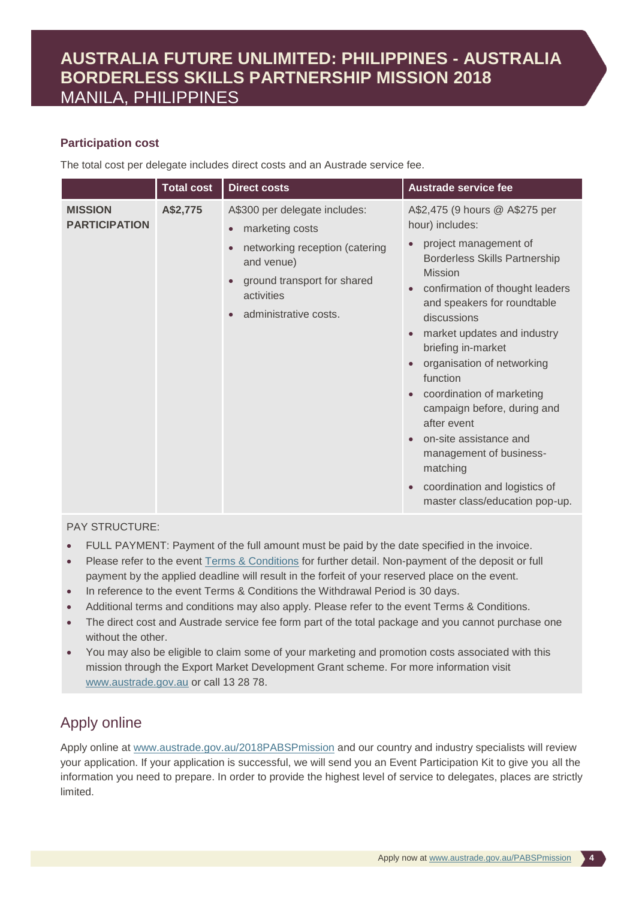# AUSTRALIA FUTURE UNLIMITED: PHILIPPINES - AUSTRALIA BORDERLESS SKILLS PARTNERSHIP MISSION 2018

MANILA, PHILIPPINES

### Participation cost

The total cost per delegate includes direct costs and an Austrade service fee.

| | Total cost | Direct costs | Austrade service fee |
|---|---|---|---|
| **MISSION PARTICIPATION** | **A$2,775** | A$300 per delegate includes:<br>• marketing costs<br>• networking reception (catering and venue)<br>• ground transport for shared activities<br>• administrative costs. | A$2,475 (9 hours @ A$275 per hour) includes:<br>• project management of Borderless Skills Partnership Mission<br>• confirmation of thought leaders and speakers for roundtable discussions<br>• market updates and industry briefing in-market<br>• organisation of networking function<br>• coordination of marketing campaign before, during and after event<br>• on-site assistance and management of business-matching<br>• coordination and logistics of master class/education pop-up. |

PAY STRUCTURE:

- FULL PAYMENT: Payment of the full amount must be paid by the date specified in the invoice.
- Please refer to the event Terms & Conditions for further detail. Non-payment of the deposit or full payment by the applied deadline will result in the forfeit of your reserved place on the event.
- In reference to the event Terms & Conditions the Withdrawal Period is 30 days.
- Additional terms and conditions may also apply. Please refer to the event Terms & Conditions.
- The direct cost and Austrade service fee form part of the total package and you cannot purchase one without the other.
- You may also be eligible to claim some of your marketing and promotion costs associated with this mission through the Export Market Development Grant scheme. For more information visit www.austrade.gov.au or call 13 28 78.

## Apply online

Apply online at www.austrade.gov.au/2018PABSPmission and our country and industry specialists will review your application. If your application is successful, we will send you an Event Participation Kit to give you all the information you need to prepare. In order to provide the highest level of service to delegates, places are strictly limited.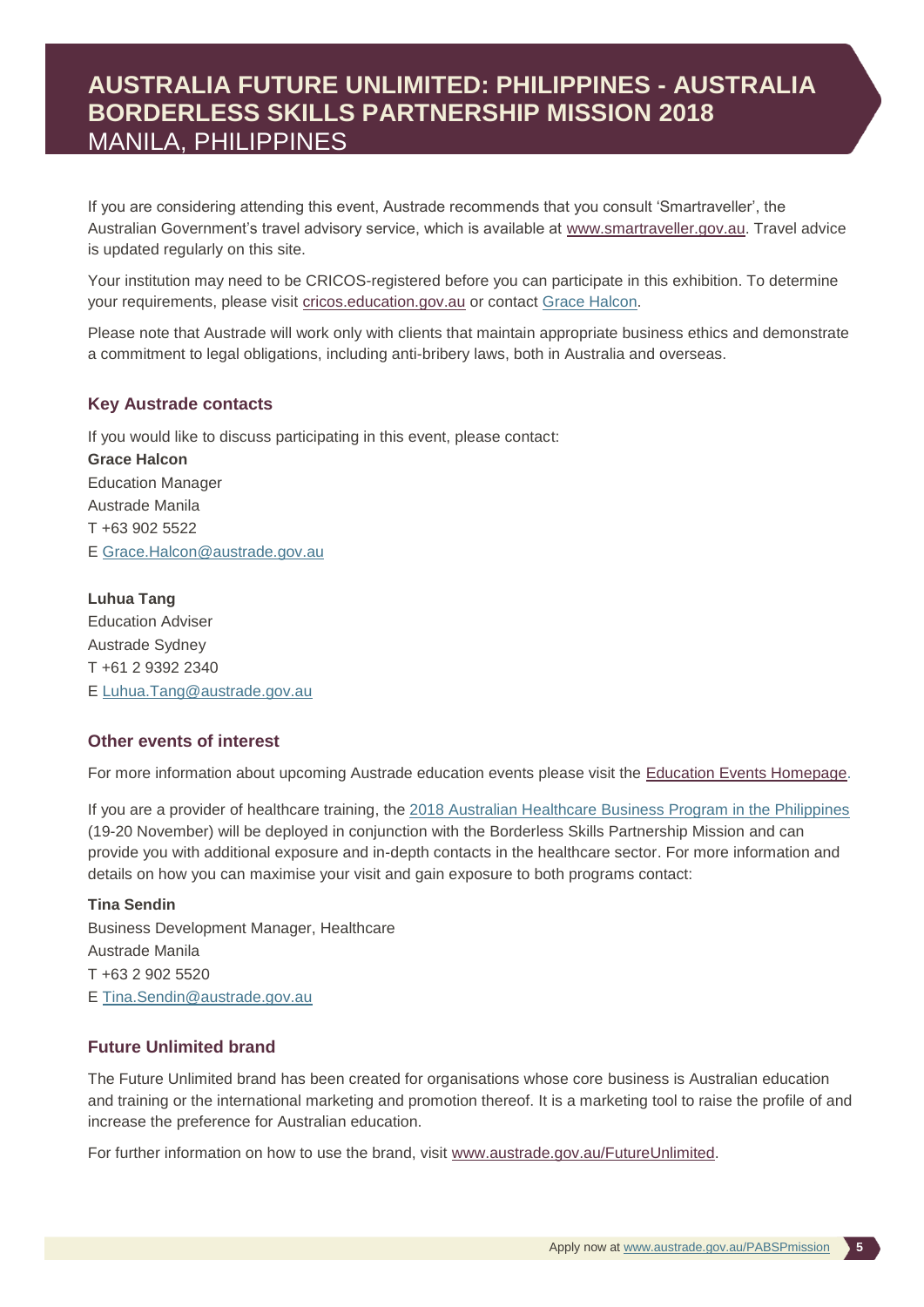# AUSTRALIA FUTURE UNLIMITED: PHILIPPINES - AUSTRALIA BORDERLESS SKILLS PARTNERSHIP MISSION 2018
MANILA, PHILIPPINES

If you are considering attending this event, Austrade recommends that you consult 'Smartraveller', the Australian Government's travel advisory service, which is available at www.smartraveller.gov.au. Travel advice is updated regularly on this site.

Your institution may need to be CRICOS-registered before you can participate in this exhibition. To determine your requirements, please visit cricos.education.gov.au or contact Grace Halcon.

Please note that Austrade will work only with clients that maintain appropriate business ethics and demonstrate a commitment to legal obligations, including anti-bribery laws, both in Australia and overseas.

## Key Austrade contacts

If you would like to discuss participating in this event, please contact:

**Grace Halcon**
Education Manager
Austrade Manila
T +63 902 5522
E Grace.Halcon@austrade.gov.au

**Luhua Tang**
Education Adviser
Austrade Sydney
T +61 2 9392 2340
E Luhua.Tang@austrade.gov.au

## Other events of interest

For more information about upcoming Austrade education events please visit the Education Events Homepage.

If you are a provider of healthcare training, the 2018 Australian Healthcare Business Program in the Philippines (19-20 November) will be deployed in conjunction with the Borderless Skills Partnership Mission and can provide you with additional exposure and in-depth contacts in the healthcare sector. For more information and details on how you can maximise your visit and gain exposure to both programs contact:

**Tina Sendin**
Business Development Manager, Healthcare
Austrade Manila
T +63 2 902 5520
E Tina.Sendin@austrade.gov.au

## Future Unlimited brand

The Future Unlimited brand has been created for organisations whose core business is Australian education and training or the international marketing and promotion thereof. It is a marketing tool to raise the profile of and increase the preference for Australian education.

For further information on how to use the brand, visit www.austrade.gov.au/FutureUnlimited.

Apply now at www.austrade.gov.au/PABSPmission